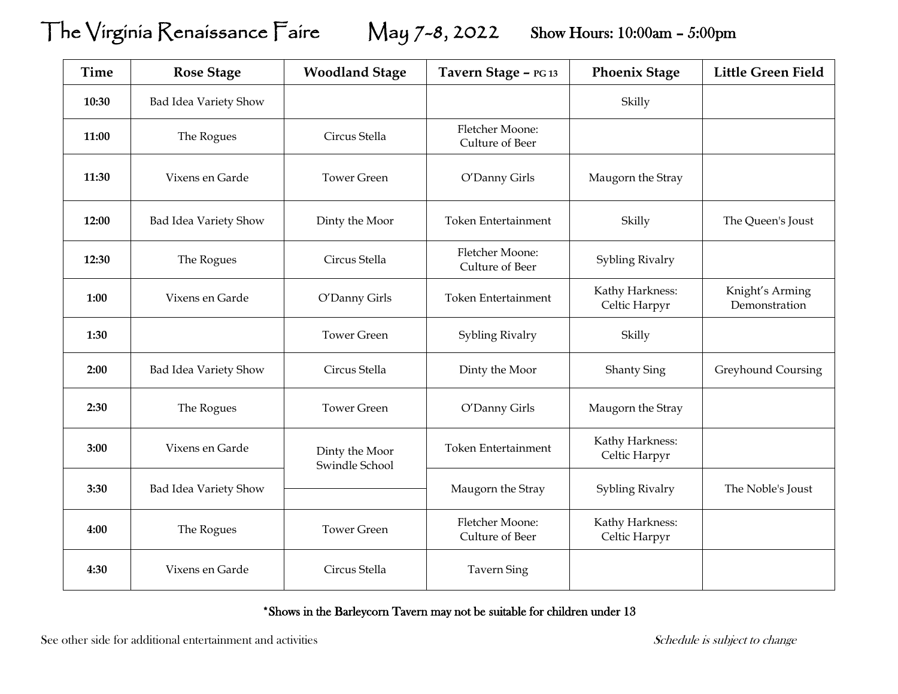# The Virginia Renaissance Faire May 7-8, 2022 Show Hours: 10:00am – 5:00pm

| Time | Rose Stage | Woodland Stage | Tavern Stage – PG 13 | Phoenix Stage | Little Green Field |
|---|---|---|---|---|---|
| 10:30 | Bad Idea Variety Show | | | Skilly | |
| 11:00 | The Rogues | Circus Stella | Fletcher Moone: Culture of Beer | | |
| 11:30 | Vixens en Garde | Tower Green | O'Danny Girls | Maugorn the Stray | |
| 12:00 | Bad Idea Variety Show | Dinty the Moor | Token Entertainment | Skilly | The Queen's Joust |
| 12:30 | The Rogues | Circus Stella | Fletcher Moone: Culture of Beer | Sybling Rivalry | |
| 1:00 | Vixens en Garde | O'Danny Girls | Token Entertainment | Kathy Harkness: Celtic Harpyr | Knight's Arming Demonstration |
| 1:30 | | Tower Green | Sybling Rivalry | Skilly | |
| 2:00 | Bad Idea Variety Show | Circus Stella | Dinty the Moor | Shanty Sing | Greyhound Coursing |
| 2:30 | The Rogues | Tower Green | O'Danny Girls | Maugorn the Stray | |
| 3:00 | Vixens en Garde | Dinty the Moor Swindle School | Token Entertainment | Kathy Harkness: Celtic Harpyr | |
| 3:30 | Bad Idea Variety Show | | Maugorn the Stray | Sybling Rivalry | The Noble's Joust |
| 4:00 | The Rogues | Tower Green | Fletcher Moone: Culture of Beer | Kathy Harkness: Celtic Harpyr | |
| 4:30 | Vixens en Garde | Circus Stella | Tavern Sing | | |

*Shows in the Barleycorn Tavern may not be suitable for children under 13

See other side for additional entertainment and activities

*Schedule is subject to change*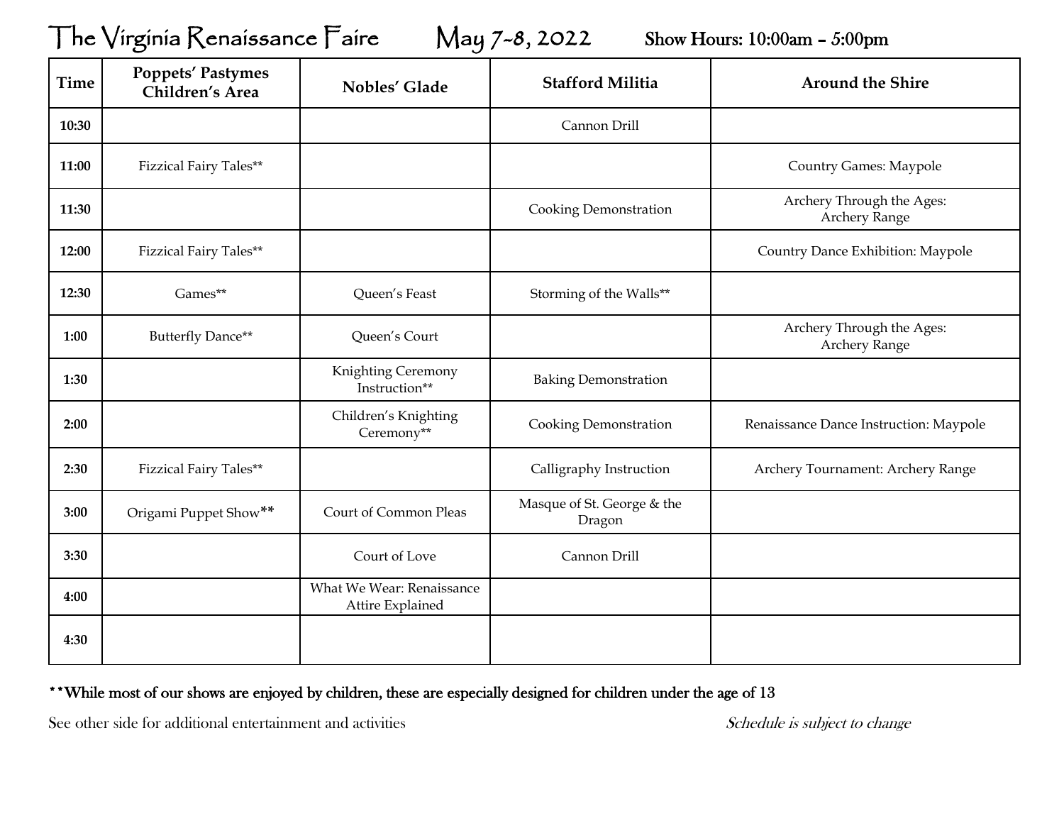# The Virginia Renaissance Faire May 7-8, 2022 Show Hours: 10:00am – 5:00pm

| Time | Poppets' Pastymes Children's Area | Nobles' Glade | Stafford Militia | Around the Shire |
|---|---|---|---|---|
| 10:30 | | | Cannon Drill | |
| 11:00 | Fizzical Fairy Tales** | | | Country Games: Maypole |
| 11:30 | | | Cooking Demonstration | Archery Through the Ages: Archery Range |
| 12:00 | Fizzical Fairy Tales** | | | Country Dance Exhibition: Maypole |
| 12:30 | Games** | Queen's Feast | Storming of the Walls** | |
| 1:00 | Butterfly Dance** | Queen's Court | | Archery Through the Ages: Archery Range |
| 1:30 | | Knighting Ceremony Instruction** | Baking Demonstration | |
| 2:00 | | Children's Knighting Ceremony** | Cooking Demonstration | Renaissance Dance Instruction: Maypole |
| 2:30 | Fizzical Fairy Tales** | | Calligraphy Instruction | Archery Tournament: Archery Range |
| 3:00 | Origami Puppet Show** | Court of Common Pleas | Masque of St. George & the Dragon | |
| 3:30 | | Court of Love | Cannon Drill | |
| 4:00 | | What We Wear: Renaissance Attire Explained | | |
| 4:30 | | | | |

**While most of our shows are enjoyed by children, these are especially designed for children under the age of 13

See other side for additional entertainment and activities

*Schedule is subject to change*